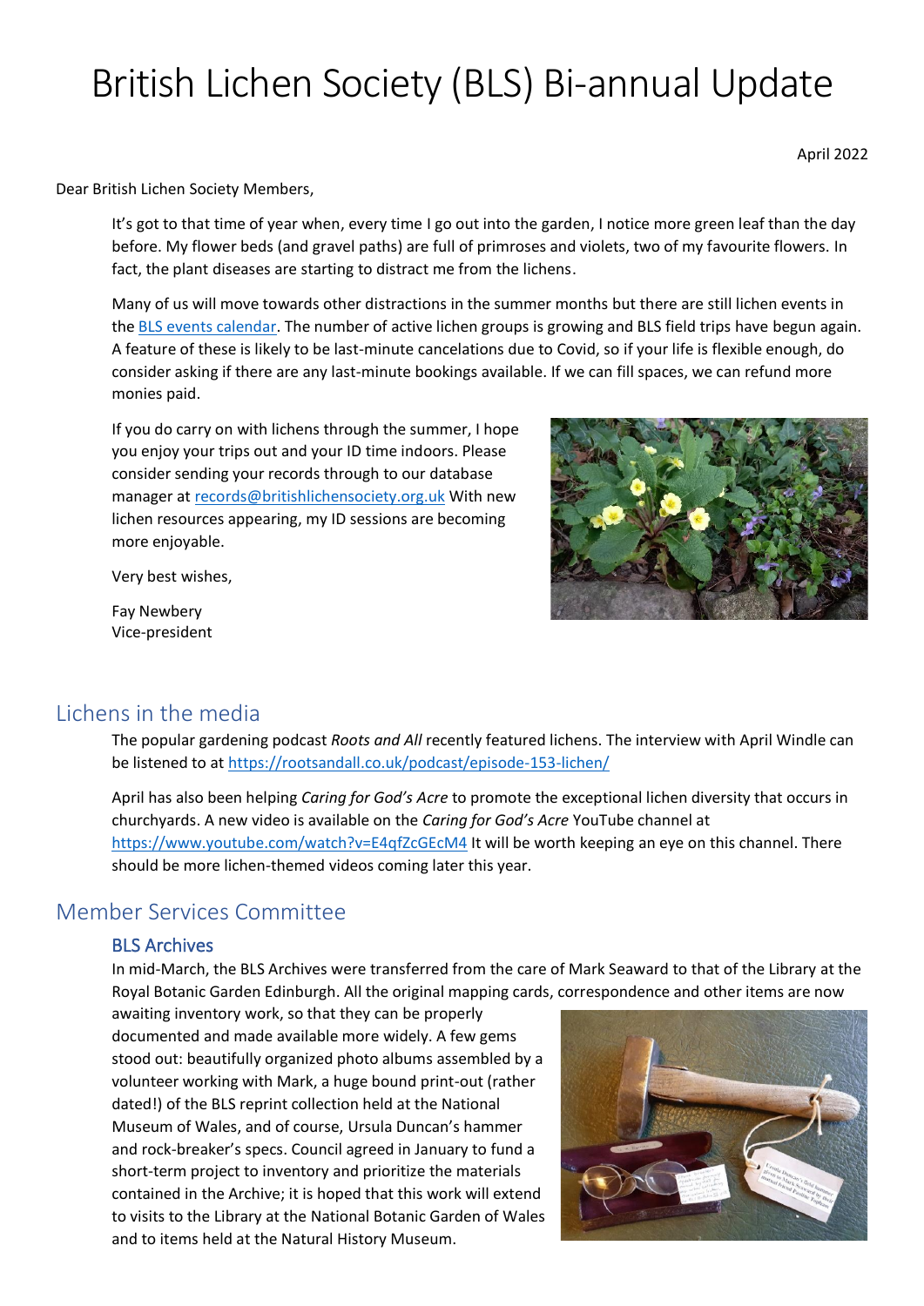# British Lichen Society (BLS) Bi-annual Update

April 2022

Dear British Lichen Society Members,

It's got to that time of year when, every time I go out into the garden, I notice more green leaf than the day before. My flower beds (and gravel paths) are full of primroses and violets, two of my favourite flowers. In fact, the plant diseases are starting to distract me from the lichens.

Many of us will move towards other distractions in the summer months but there are still lichen events in the [BLS events calendar](). The number of active lichen groups is growing and BLS field trips have begun again. A feature of these is likely to be last-minute cancelations due to Covid, so if your life is flexible enough, do consider asking if there are any last-minute bookings available. If we can fill spaces, we can refund more monies paid.

If you do carry on with lichens through the summer, I hope you enjoy your trips out and your ID time indoors. Please consider sending your records through to our database manager at records@britishlichensociety.org.uk With new lichen resources appearing, my ID sessions are becoming more enjoyable.

Very best wishes,

Fay Newbery
Vice-president

## Lichens in the media

The popular gardening podcast *Roots and All* recently featured lichens. The interview with April Windle can be listened to at https://rootsandall.co.uk/podcast/episode-153-lichen/

April has also been helping *Caring for God's Acre* to promote the exceptional lichen diversity that occurs in churchyards. A new video is available on the *Caring for God's Acre* YouTube channel at https://www.youtube.com/watch?v=E4qfZcGEcM4 It will be worth keeping an eye on this channel. There should be more lichen-themed videos coming later this year.

## Member Services Committee

### BLS Archives

In mid-March, the BLS Archives were transferred from the care of Mark Seaward to that of the Library at the Royal Botanic Garden Edinburgh. All the original mapping cards, correspondence and other items are now awaiting inventory work, so that they can be properly documented and made available more widely. A few gems stood out: beautifully organized photo albums assembled by a volunteer working with Mark, a huge bound print-out (rather dated!) of the BLS reprint collection held at the National Museum of Wales, and of course, Ursula Duncan's hammer and rock-breaker's specs. Council agreed in January to fund a short-term project to inventory and prioritize the materials contained in the Archive; it is hoped that this work will extend to visits to the Library at the National Botanic Garden of Wales and to items held at the Natural History Museum.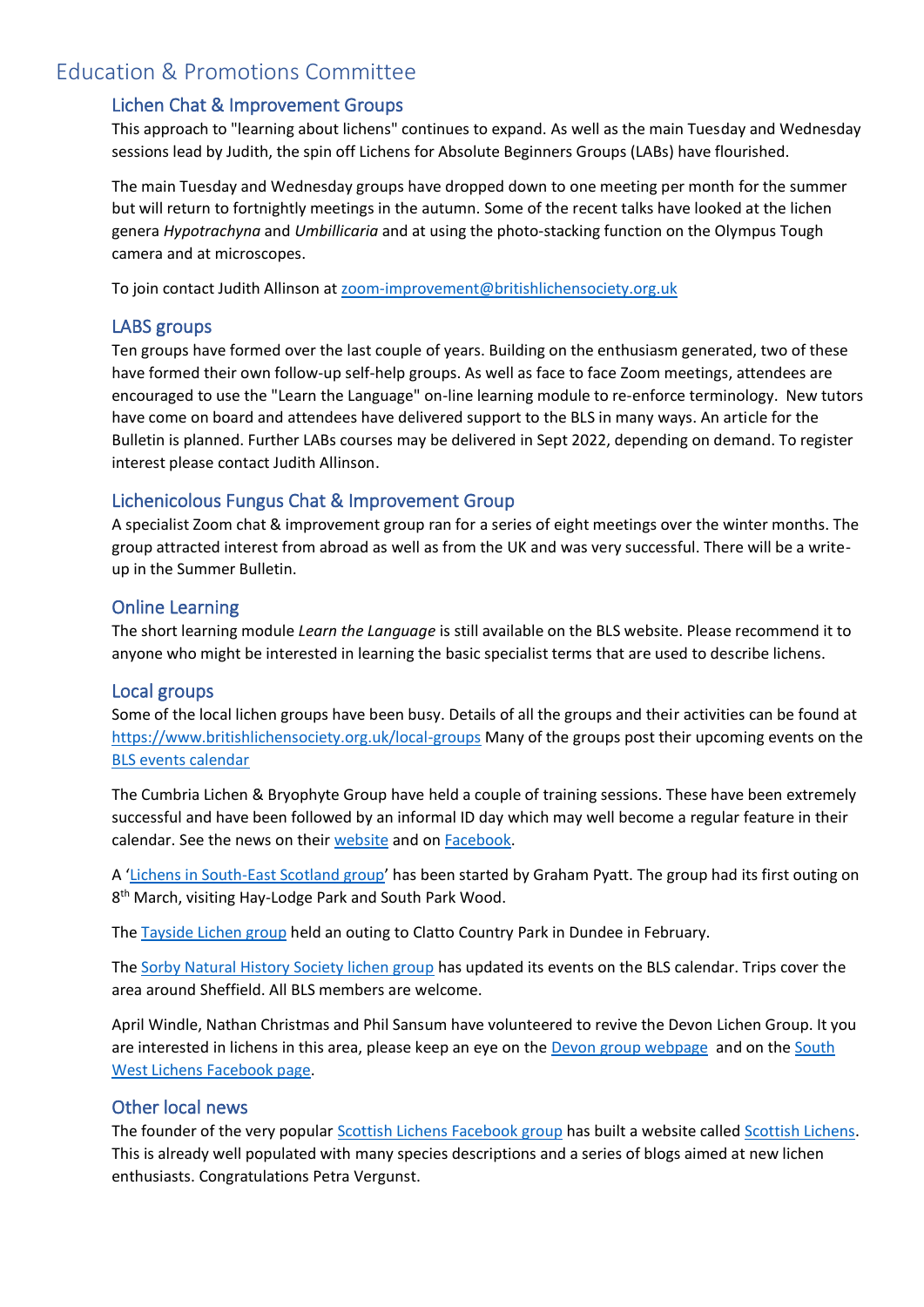# Education & Promotions Committee

## Lichen Chat & Improvement Groups

This approach to "learning about lichens" continues to expand. As well as the main Tuesday and Wednesday sessions lead by Judith, the spin off Lichens for Absolute Beginners Groups (LABs) have flourished.

The main Tuesday and Wednesday groups have dropped down to one meeting per month for the summer but will return to fortnightly meetings in the autumn. Some of the recent talks have looked at the lichen genera *Hypotrachyna* and *Umbillicaria* and at using the photo-stacking function on the Olympus Tough camera and at microscopes.

To join contact Judith Allinson at zoom-improvement@britishlichensociety.org.uk

## LABS groups

Ten groups have formed over the last couple of years. Building on the enthusiasm generated, two of these have formed their own follow-up self-help groups. As well as face to face Zoom meetings, attendees are encouraged to use the "Learn the Language" on-line learning module to re-enforce terminology. New tutors have come on board and attendees have delivered support to the BLS in many ways. An article for the Bulletin is planned. Further LABs courses may be delivered in Sept 2022, depending on demand. To register interest please contact Judith Allinson.

## Lichenicolous Fungus Chat & Improvement Group

A specialist Zoom chat & improvement group ran for a series of eight meetings over the winter months. The group attracted interest from abroad as well as from the UK and was very successful. There will be a write-up in the Summer Bulletin.

## Online Learning

The short learning module *Learn the Language* is still available on the BLS website. Please recommend it to anyone who might be interested in learning the basic specialist terms that are used to describe lichens.

## Local groups

Some of the local lichen groups have been busy. Details of all the groups and their activities can be found at https://www.britishlichensociety.org.uk/local-groups Many of the groups post their upcoming events on the BLS events calendar

The Cumbria Lichen & Bryophyte Group have held a couple of training sessions. These have been extremely successful and have been followed by an informal ID day which may well become a regular feature in their calendar. See the news on their website and on Facebook.

A 'Lichens in South-East Scotland group' has been started by Graham Pyatt. The group had its first outing on 8th March, visiting Hay-Lodge Park and South Park Wood.

The Tayside Lichen group held an outing to Clatto Country Park in Dundee in February.

The Sorby Natural History Society lichen group has updated its events on the BLS calendar. Trips cover the area around Sheffield. All BLS members are welcome.

April Windle, Nathan Christmas and Phil Sansum have volunteered to revive the Devon Lichen Group. It you are interested in lichens in this area, please keep an eye on the Devon group webpage and on the South West Lichens Facebook page.

## Other local news

The founder of the very popular Scottish Lichens Facebook group has built a website called Scottish Lichens. This is already well populated with many species descriptions and a series of blogs aimed at new lichen enthusiasts. Congratulations Petra Vergunst.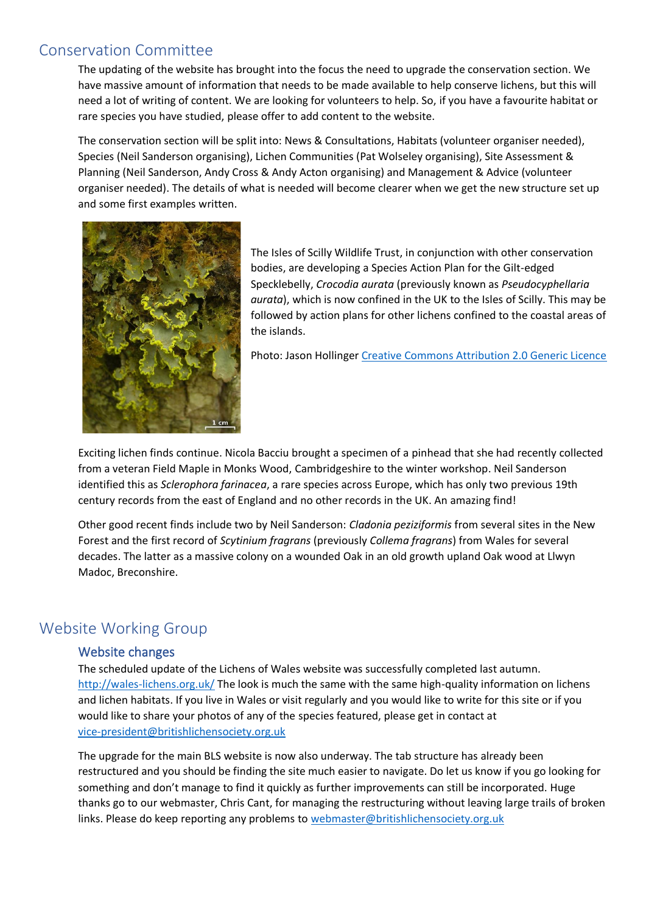## Conservation Committee

The updating of the website has brought into the focus the need to upgrade the conservation section. We have massive amount of information that needs to be made available to help conserve lichens, but this will need a lot of writing of content. We are looking for volunteers to help. So, if you have a favourite habitat or rare species you have studied, please offer to add content to the website.

The conservation section will be split into: News & Consultations, Habitats (volunteer organiser needed), Species (Neil Sanderson organising), Lichen Communities (Pat Wolseley organising), Site Assessment & Planning (Neil Sanderson, Andy Cross & Andy Acton organising) and Management & Advice (volunteer organiser needed). The details of what is needed will become clearer when we get the new structure set up and some first examples written.

The Isles of Scilly Wildlife Trust, in conjunction with other conservation bodies, are developing a Species Action Plan for the Gilt-edged Specklebelly, *Crocodia aurata* (previously known as *Pseudocyphellaria aurata*), which is now confined in the UK to the Isles of Scilly. This may be followed by action plans for other lichens confined to the coastal areas of the islands.

Photo: Jason Hollinger [Creative Commons Attribution 2.0 Generic Licence]

Exciting lichen finds continue. Nicola Bacciu brought a specimen of a pinhead that she had recently collected from a veteran Field Maple in Monks Wood, Cambridgeshire to the winter workshop. Neil Sanderson identified this as *Sclerophora farinacea*, a rare species across Europe, which has only two previous 19th century records from the east of England and no other records in the UK. An amazing find!

Other good recent finds include two by Neil Sanderson: *Cladonia peziziformis* from several sites in the New Forest and the first record of *Scytinium fragrans* (previously *Collema fragrans*) from Wales for several decades. The latter as a massive colony on a wounded Oak in an old growth upland Oak wood at Llwyn Madoc, Breconshire.

## Website Working Group

### Website changes

The scheduled update of the Lichens of Wales website was successfully completed last autumn. http://wales-lichens.org.uk/ The look is much the same with the same high-quality information on lichens and lichen habitats. If you live in Wales or visit regularly and you would like to write for this site or if you would like to share your photos of any of the species featured, please get in contact at vice-president@britishlichensociety.org.uk

The upgrade for the main BLS website is now also underway. The tab structure has already been restructured and you should be finding the site much easier to navigate. Do let us know if you go looking for something and don't manage to find it quickly as further improvements can still be incorporated. Huge thanks go to our webmaster, Chris Cant, for managing the restructuring without leaving large trails of broken links. Please do keep reporting any problems to webmaster@britishlichensociety.org.uk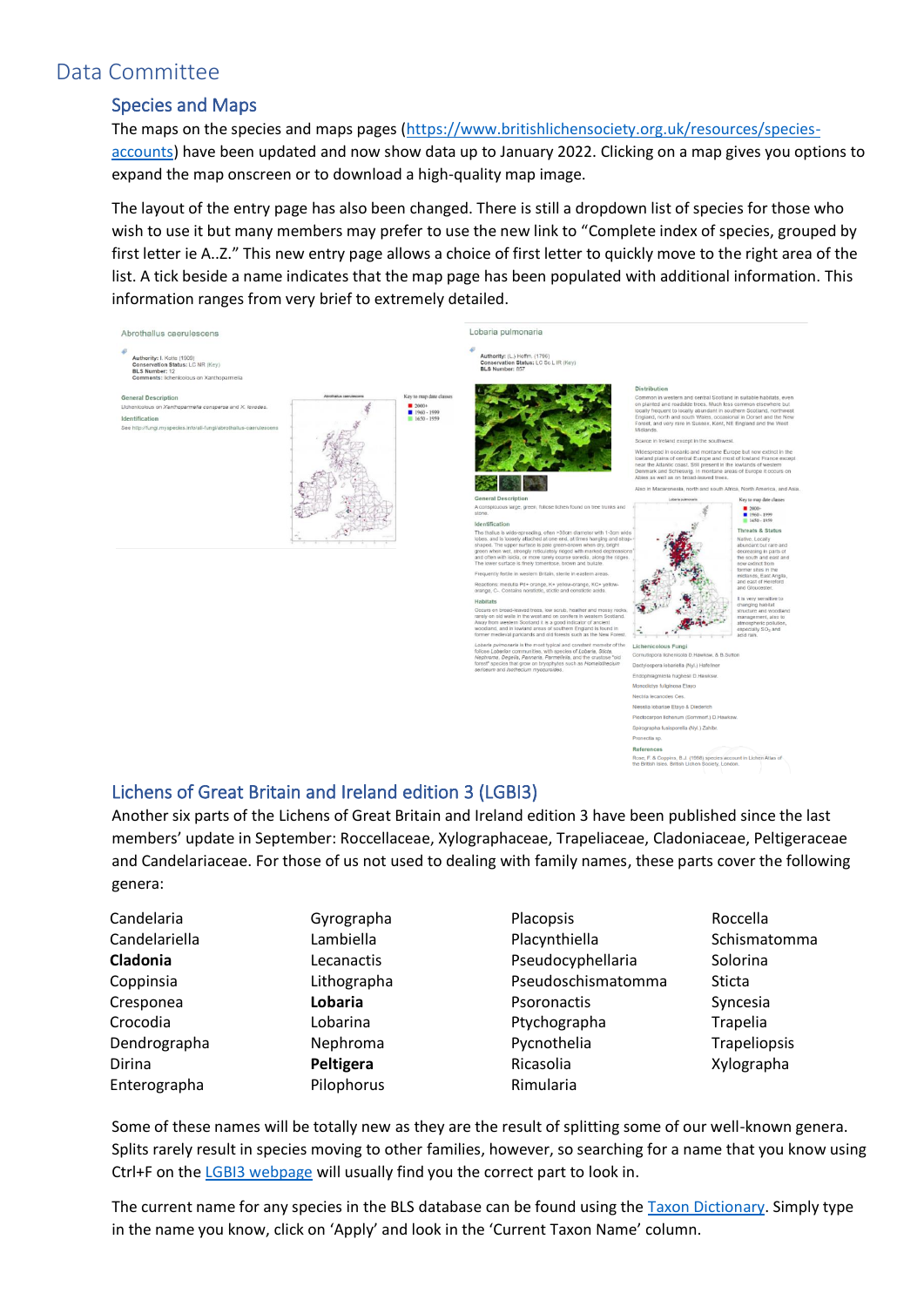# Data Committee

## Species and Maps

The maps on the species and maps pages (https://www.britishlichensociety.org.uk/resources/species-accounts) have been updated and now show data up to January 2022. Clicking on a map gives you options to expand the map onscreen or to download a high-quality map image.

The layout of the entry page has also been changed. There is still a dropdown list of species for those who wish to use it but many members may prefer to use the new link to "Complete index of species, grouped by first letter ie A..Z." This new entry page allows a choice of first letter to quickly move to the right area of the list. A tick beside a name indicates that the map page has been populated with additional information. This information ranges from very brief to extremely detailed.

## Lichens of Great Britain and Ireland edition 3 (LGBI3)

Another six parts of the Lichens of Great Britain and Ireland edition 3 have been published since the last members' update in September: Roccellaceae, Xylographaceae, Trapeliaceae, Cladoniaceae, Peltigeraceae and Candelariaceae. For those of us not used to dealing with family names, these parts cover the following genera:

| | | | |
|---|---|---|---|
| Candelaria | Gyrographa | Placopsis | Roccella |
| Candelariella | Lambiella | Placynthiella | Schismatomma |
| **Cladonia** | Lecanactis | Pseudocyphellaria | Solorina |
| Coppinsia | Lithographa | Pseudoschismatomma | Sticta |
| Cresponea | **Lobaria** | Psoronactis | Syncesia |
| Crocodia | Lobarina | Ptychographa | Trapelia |
| Dendrographa | Nephroma | Pycnothelia | Trapeliopsis |
| Dirina | **Peltigera** | Ricasolia | Xylographa |
| Enterographa | Pilophorus | Rimularia | |

Some of these names will be totally new as they are the result of splitting some of our well-known genera. Splits rarely result in species moving to other families, however, so searching for a name that you know using Ctrl+F on the LGBI3 webpage will usually find you the correct part to look in.

The current name for any species in the BLS database can be found using the Taxon Dictionary. Simply type in the name you know, click on 'Apply' and look in the 'Current Taxon Name' column.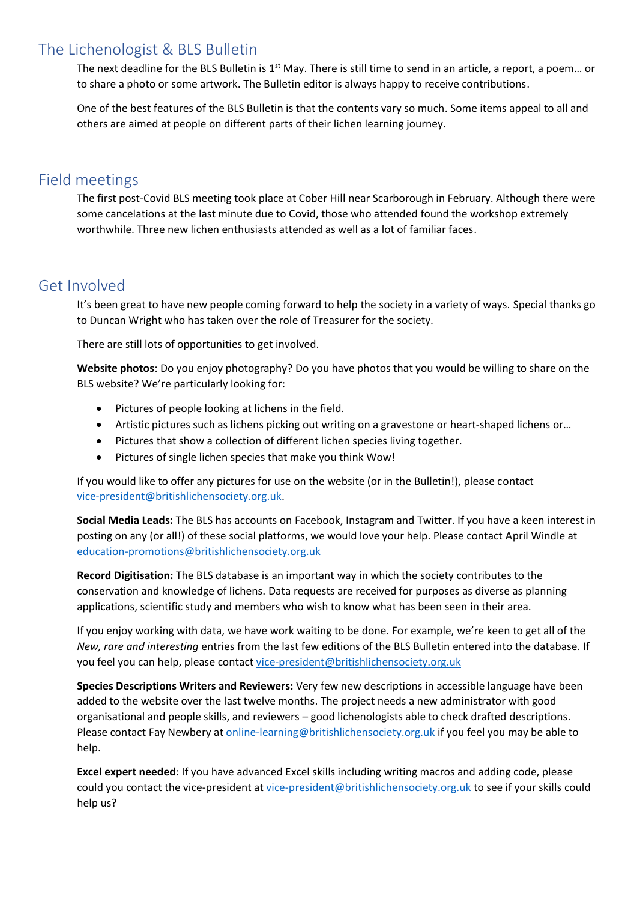## The Lichenologist & BLS Bulletin

The next deadline for the BLS Bulletin is 1st May. There is still time to send in an article, a report, a poem… or to share a photo or some artwork. The Bulletin editor is always happy to receive contributions.

One of the best features of the BLS Bulletin is that the contents vary so much. Some items appeal to all and others are aimed at people on different parts of their lichen learning journey.

## Field meetings

The first post-Covid BLS meeting took place at Cober Hill near Scarborough in February. Although there were some cancelations at the last minute due to Covid, those who attended found the workshop extremely worthwhile. Three new lichen enthusiasts attended as well as a lot of familiar faces.

## Get Involved

It's been great to have new people coming forward to help the society in a variety of ways. Special thanks go to Duncan Wright who has taken over the role of Treasurer for the society.

There are still lots of opportunities to get involved.

**Website photos**: Do you enjoy photography? Do you have photos that you would be willing to share on the BLS website? We're particularly looking for:

- Pictures of people looking at lichens in the field.
- Artistic pictures such as lichens picking out writing on a gravestone or heart-shaped lichens or…
- Pictures that show a collection of different lichen species living together.
- Pictures of single lichen species that make you think Wow!

If you would like to offer any pictures for use on the website (or in the Bulletin!), please contact vice-president@britishlichensociety.org.uk.

**Social Media Leads:** The BLS has accounts on Facebook, Instagram and Twitter. If you have a keen interest in posting on any (or all!) of these social platforms, we would love your help. Please contact April Windle at education-promotions@britishlichensociety.org.uk

**Record Digitisation:** The BLS database is an important way in which the society contributes to the conservation and knowledge of lichens. Data requests are received for purposes as diverse as planning applications, scientific study and members who wish to know what has been seen in their area.

If you enjoy working with data, we have work waiting to be done. For example, we're keen to get all of the *New, rare and interesting* entries from the last few editions of the BLS Bulletin entered into the database. If you feel you can help, please contact vice-president@britishlichensociety.org.uk

**Species Descriptions Writers and Reviewers:** Very few new descriptions in accessible language have been added to the website over the last twelve months. The project needs a new administrator with good organisational and people skills, and reviewers – good lichenologists able to check drafted descriptions. Please contact Fay Newbery at online-learning@britishlichensociety.org.uk if you feel you may be able to help.

**Excel expert needed**: If you have advanced Excel skills including writing macros and adding code, please could you contact the vice-president at vice-president@britishlichensociety.org.uk to see if your skills could help us?